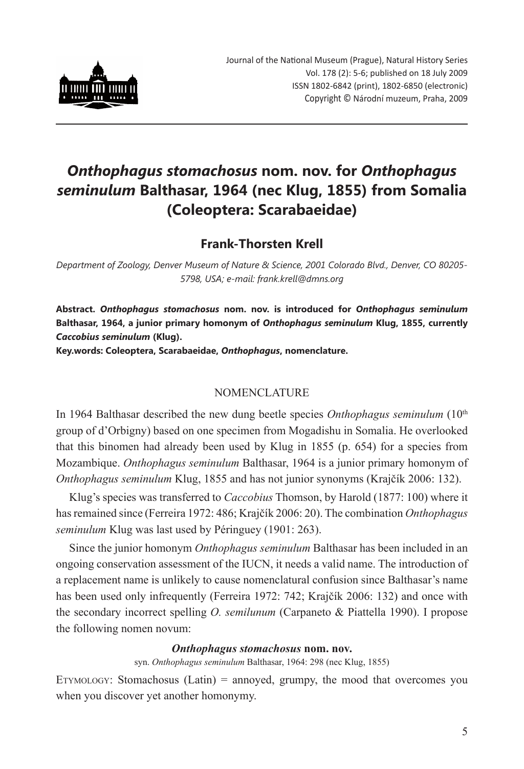# *Onthophagus stomachosus* nom. nov. for *Onthophagus seminulum* Balthasar, 1964 (nec Klug, 1855) from Somalia (Coleoptera: Scarabaeidae)

**Frank-Thorsten Krell**

*Department of Zoology, Denver Museum of Nature & Science, 2001 Colorado Blvd., Denver, CO 80205-5798, USA; e-mail: frank.krell@dmns.org*

**Abstract. *Onthophagus stomachosus* nom. nov. is introduced for *Onthophagus seminulum* Balthasar, 1964, a junior primary homonym of *Onthophagus seminulum* Klug, 1855, currently *Caccobius seminulum* (Klug).**

**Key.words: Coleoptera, Scarabaeidae, *Onthophagus*, nomenclature.**

## NOMENCLATURE

In 1964 Balthasar described the new dung beetle species *Onthophagus seminulum* (10th group of d'Orbigny) based on one specimen from Mogadishu in Somalia. He overlooked that this binomen had already been used by Klug in 1855 (p. 654) for a species from Mozambique. *Onthophagus seminulum* Balthasar, 1964 is a junior primary homonym of *Onthophagus seminulum* Klug, 1855 and has not junior synonyms (Krajčík 2006: 132).

Klug's species was transferred to *Caccobius* Thomson, by Harold (1877: 100) where it has remained since (Ferreira 1972: 486; Krajčík 2006: 20). The combination *Onthophagus seminulum* Klug was last used by Péringuey (1901: 263).

Since the junior homonym *Onthophagus seminulum* Balthasar has been included in an ongoing conservation assessment of the IUCN, it needs a valid name. The introduction of a replacement name is unlikely to cause nomenclatural confusion since Balthasar's name has been used only infrequently (Ferreira 1972: 742; Krajčík 2006: 132) and once with the secondary incorrect spelling *O. semilunum* (Carpaneto & Piattella 1990). I propose the following nomen novum:

***Onthophagus stomachosus* nom. nov.**

syn. *Onthophagus seminulum* Balthasar, 1964: 298 (nec Klug, 1855)

ETYMOLOGY: Stomachosus (Latin) = annoyed, grumpy, the mood that overcomes you when you discover yet another homonymy.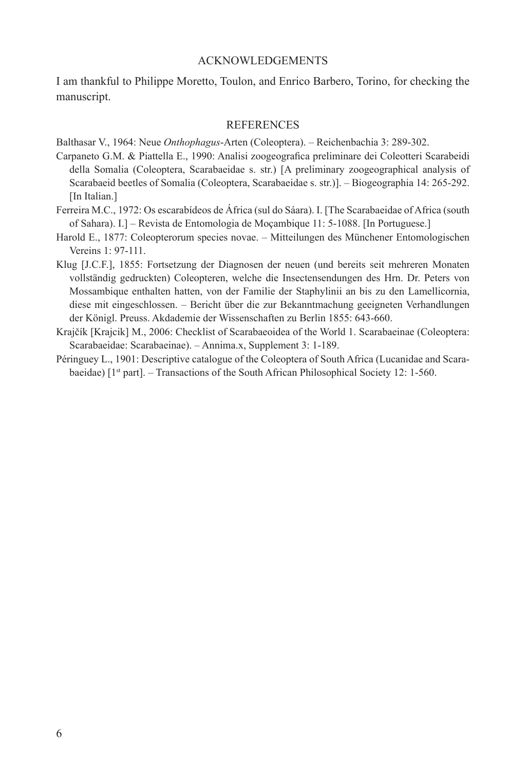## ACKNOWLEDGEMENTS

I am thankful to Philippe Moretto, Toulon, and Enrico Barbero, Torino, for checking the manuscript.

## REFERENCES

Balthasar V., 1964: Neue *Onthophagus*-Arten (Coleoptera). – Reichenbachia 3: 289-302.

Carpaneto G.M. & Piattella E., 1990: Analisi zoogeografica preliminare dei Coleotteri Scarabeidi della Somalia (Coleoptera, Scarabaeidae s. str.) [A preliminary zoogeographical analysis of Scarabaeid beetles of Somalia (Coleoptera, Scarabaeidae s. str.)]. – Biogeographia 14: 265-292. [In Italian.]

Ferreira M.C., 1972: Os escarabídeos de África (sul do Sáara). I. [The Scarabaeidae of Africa (south of Sahara). I.] – Revista de Entomologia de Moçambique 11: 5-1088. [In Portuguese.]

Harold E., 1877: Coleopterorum species novae. – Mitteilungen des Münchener Entomologischen Vereins 1: 97-111.

Klug [J.C.F.], 1855: Fortsetzung der Diagnosen der neuen (und bereits seit mehreren Monaten vollständig gedruckten) Coleopteren, welche die Insectensendungen des Hrn. Dr. Peters von Mossambique enthalten hatten, von der Familie der Staphylinii an bis zu den Lamellicornia, diese mit eingeschlossen. – Bericht über die zur Bekanntmachung geeigneten Verhandlungen der Königl. Preuss. Akdademie der Wissenschaften zu Berlin 1855: 643-660.

Krajčík [Krajcik] M., 2006: Checklist of Scarabaeoidea of the World 1. Scarabaeinae (Coleoptera: Scarabaeidae: Scarabaeinae). – Annima.x, Supplement 3: 1-189.

Péringuey L., 1901: Descriptive catalogue of the Coleoptera of South Africa (Lucanidae and Scarabaeidae) [1st part]. – Transactions of the South African Philosophical Society 12: 1-560.